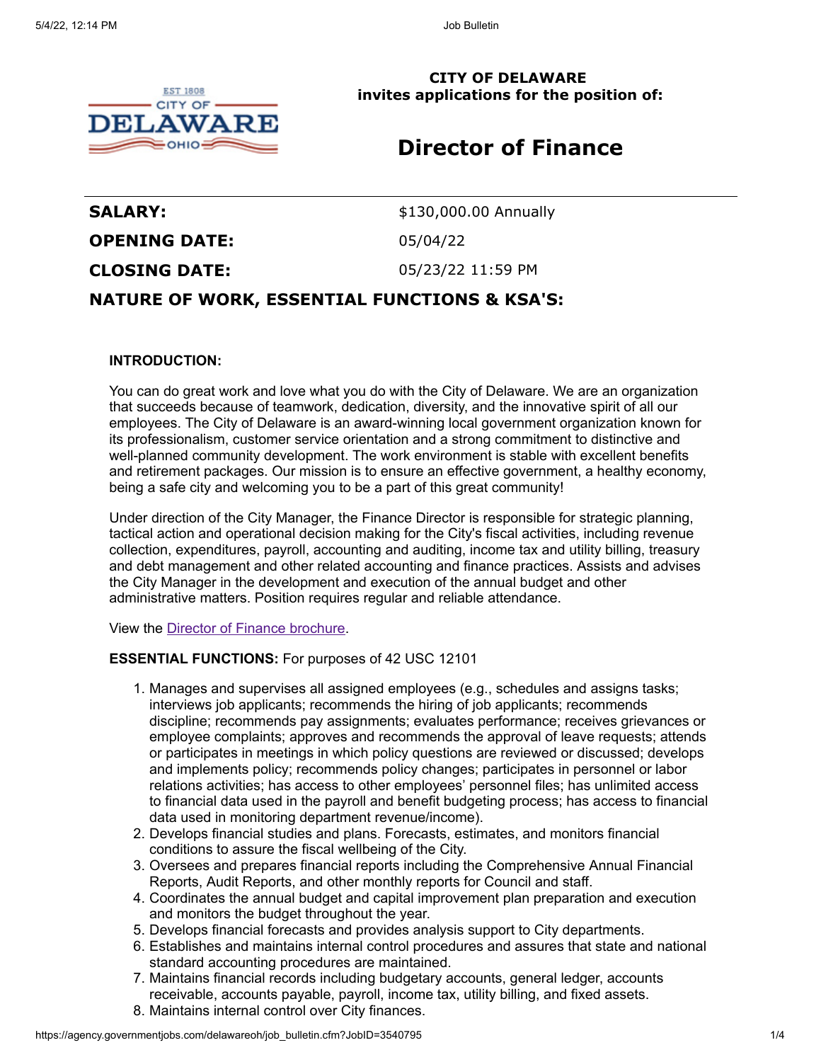**CITY OF DELAWARE**
**invites applications for the position of:**

# Director of Finance

| | |
|---|---|
| **SALARY:** | $130,000.00 Annually |
| **OPENING DATE:** | 05/04/22 |
| **CLOSING DATE:** | 05/23/22 11:59 PM |

## NATURE OF WORK, ESSENTIAL FUNCTIONS & KSA'S:

**INTRODUCTION:**

You can do great work and love what you do with the City of Delaware. We are an organization that succeeds because of teamwork, dedication, diversity, and the innovative spirit of all our employees. The City of Delaware is an award-winning local government organization known for its professionalism, customer service orientation and a strong commitment to distinctive and well-planned community development. The work environment is stable with excellent benefits and retirement packages. Our mission is to ensure an effective government, a healthy economy, being a safe city and welcoming you to be a part of this great community!

Under direction of the City Manager, the Finance Director is responsible for strategic planning, tactical action and operational decision making for the City's fiscal activities, including revenue collection, expenditures, payroll, accounting and auditing, income tax and utility billing, treasury and debt management and other related accounting and finance practices. Assists and advises the City Manager in the development and execution of the annual budget and other administrative matters. Position requires regular and reliable attendance.

View the Director of Finance brochure.

**ESSENTIAL FUNCTIONS:** For purposes of 42 USC 12101

1. Manages and supervises all assigned employees (e.g., schedules and assigns tasks; interviews job applicants; recommends the hiring of job applicants; recommends discipline; recommends pay assignments; evaluates performance; receives grievances or employee complaints; approves and recommends the approval of leave requests; attends or participates in meetings in which policy questions are reviewed or discussed; develops and implements policy; recommends policy changes; participates in personnel or labor relations activities; has access to other employees' personnel files; has unlimited access to financial data used in the payroll and benefit budgeting process; has access to financial data used in monitoring department revenue/income).
2. Develops financial studies and plans. Forecasts, estimates, and monitors financial conditions to assure the fiscal wellbeing of the City.
3. Oversees and prepares financial reports including the Comprehensive Annual Financial Reports, Audit Reports, and other monthly reports for Council and staff.
4. Coordinates the annual budget and capital improvement plan preparation and execution and monitors the budget throughout the year.
5. Develops financial forecasts and provides analysis support to City departments.
6. Establishes and maintains internal control procedures and assures that state and national standard accounting procedures are maintained.
7. Maintains financial records including budgetary accounts, general ledger, accounts receivable, accounts payable, payroll, income tax, utility billing, and fixed assets.
8. Maintains internal control over City finances.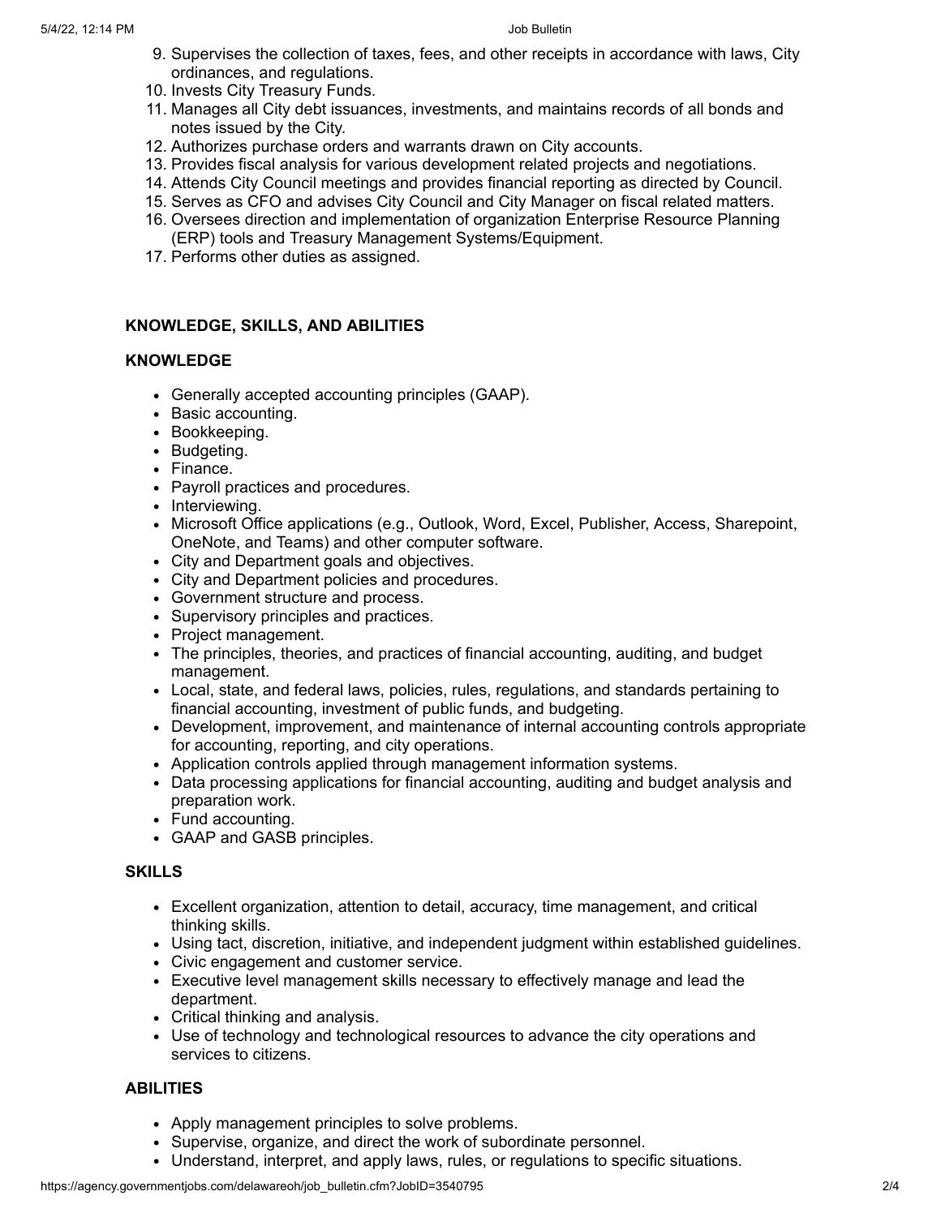9. Supervises the collection of taxes, fees, and other receipts in accordance with laws, City ordinances, and regulations.
10. Invests City Treasury Funds.
11. Manages all City debt issuances, investments, and maintains records of all bonds and notes issued by the City.
12. Authorizes purchase orders and warrants drawn on City accounts.
13. Provides fiscal analysis for various development related projects and negotiations.
14. Attends City Council meetings and provides financial reporting as directed by Council.
15. Serves as CFO and advises City Council and City Manager on fiscal related matters.
16. Oversees direction and implementation of organization Enterprise Resource Planning (ERP) tools and Treasury Management Systems/Equipment.
17. Performs other duties as assigned.

**KNOWLEDGE, SKILLS, AND ABILITIES**

**KNOWLEDGE**

- Generally accepted accounting principles (GAAP).
- Basic accounting.
- Bookkeeping.
- Budgeting.
- Finance.
- Payroll practices and procedures.
- Interviewing.
- Microsoft Office applications (e.g., Outlook, Word, Excel, Publisher, Access, Sharepoint, OneNote, and Teams) and other computer software.
- City and Department goals and objectives.
- City and Department policies and procedures.
- Government structure and process.
- Supervisory principles and practices.
- Project management.
- The principles, theories, and practices of financial accounting, auditing, and budget management.
- Local, state, and federal laws, policies, rules, regulations, and standards pertaining to financial accounting, investment of public funds, and budgeting.
- Development, improvement, and maintenance of internal accounting controls appropriate for accounting, reporting, and city operations.
- Application controls applied through management information systems.
- Data processing applications for financial accounting, auditing and budget analysis and preparation work.
- Fund accounting.
- GAAP and GASB principles.

**SKILLS**

- Excellent organization, attention to detail, accuracy, time management, and critical thinking skills.
- Using tact, discretion, initiative, and independent judgment within established guidelines.
- Civic engagement and customer service.
- Executive level management skills necessary to effectively manage and lead the department.
- Critical thinking and analysis.
- Use of technology and technological resources to advance the city operations and services to citizens.

**ABILITIES**

- Apply management principles to solve problems.
- Supervise, organize, and direct the work of subordinate personnel.
- Understand, interpret, and apply laws, rules, or regulations to specific situations.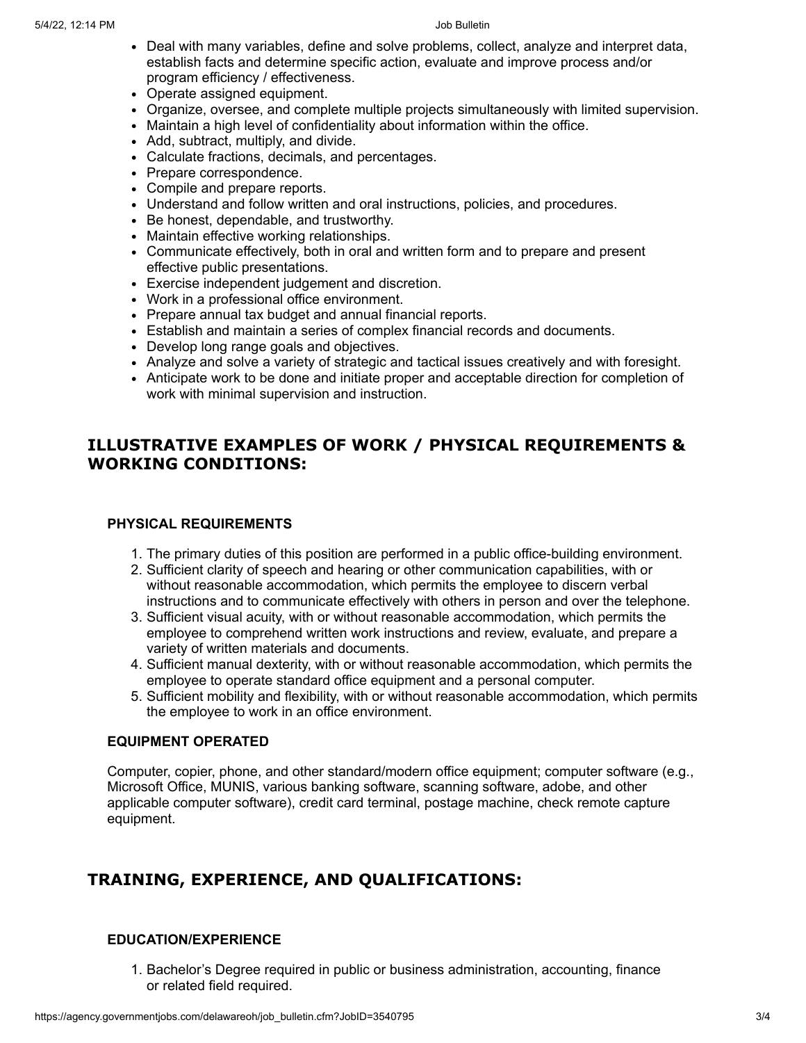- Deal with many variables, define and solve problems, collect, analyze and interpret data, establish facts and determine specific action, evaluate and improve process and/or program efficiency / effectiveness.
- Operate assigned equipment.
- Organize, oversee, and complete multiple projects simultaneously with limited supervision.
- Maintain a high level of confidentiality about information within the office.
- Add, subtract, multiply, and divide.
- Calculate fractions, decimals, and percentages.
- Prepare correspondence.
- Compile and prepare reports.
- Understand and follow written and oral instructions, policies, and procedures.
- Be honest, dependable, and trustworthy.
- Maintain effective working relationships.
- Communicate effectively, both in oral and written form and to prepare and present effective public presentations.
- Exercise independent judgement and discretion.
- Work in a professional office environment.
- Prepare annual tax budget and annual financial reports.
- Establish and maintain a series of complex financial records and documents.
- Develop long range goals and objectives.
- Analyze and solve a variety of strategic and tactical issues creatively and with foresight.
- Anticipate work to be done and initiate proper and acceptable direction for completion of work with minimal supervision and instruction.

## ILLUSTRATIVE EXAMPLES OF WORK / PHYSICAL REQUIREMENTS & WORKING CONDITIONS:

### PHYSICAL REQUIREMENTS

1. The primary duties of this position are performed in a public office-building environment.
2. Sufficient clarity of speech and hearing or other communication capabilities, with or without reasonable accommodation, which permits the employee to discern verbal instructions and to communicate effectively with others in person and over the telephone.
3. Sufficient visual acuity, with or without reasonable accommodation, which permits the employee to comprehend written work instructions and review, evaluate, and prepare a variety of written materials and documents.
4. Sufficient manual dexterity, with or without reasonable accommodation, which permits the employee to operate standard office equipment and a personal computer.
5. Sufficient mobility and flexibility, with or without reasonable accommodation, which permits the employee to work in an office environment.

### EQUIPMENT OPERATED

Computer, copier, phone, and other standard/modern office equipment; computer software (e.g., Microsoft Office, MUNIS, various banking software, scanning software, adobe, and other applicable computer software), credit card terminal, postage machine, check remote capture equipment.

## TRAINING, EXPERIENCE, AND QUALIFICATIONS:

### EDUCATION/EXPERIENCE

1. Bachelor's Degree required in public or business administration, accounting, finance or related field required.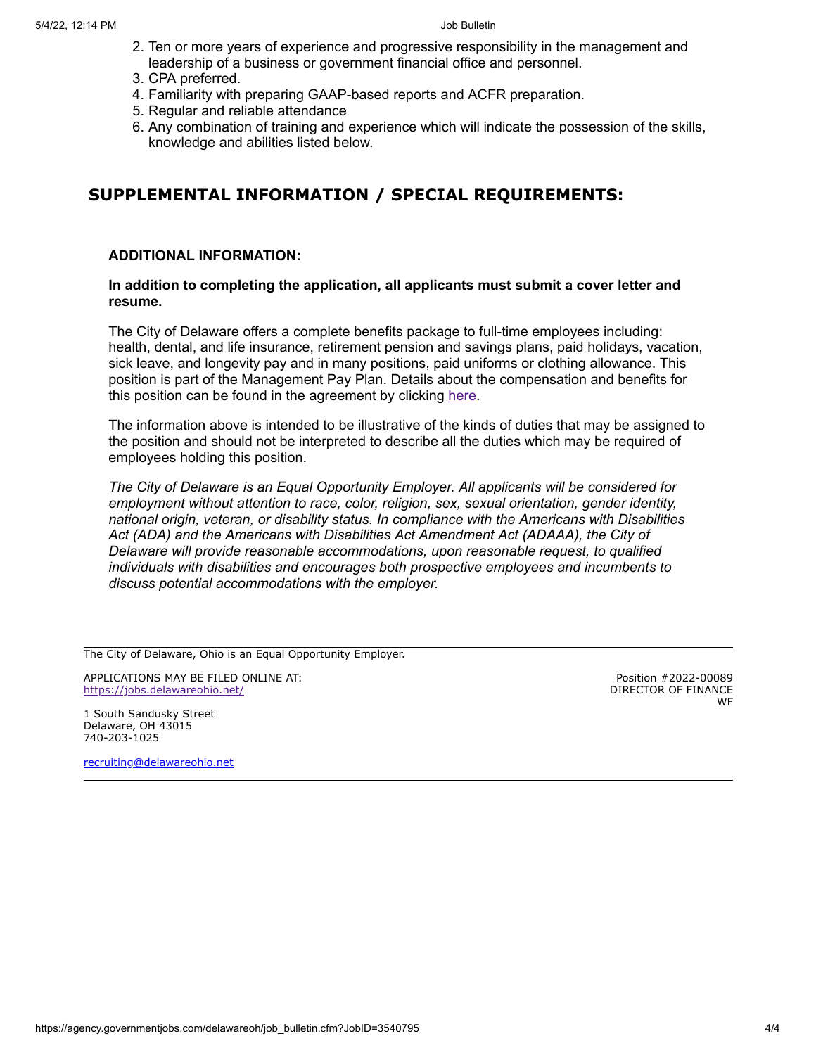2. Ten or more years of experience and progressive responsibility in the management and leadership of a business or government financial office and personnel.
3. CPA preferred.
4. Familiarity with preparing GAAP-based reports and ACFR preparation.
5. Regular and reliable attendance
6. Any combination of training and experience which will indicate the possession of the skills, knowledge and abilities listed below.

## SUPPLEMENTAL INFORMATION / SPECIAL REQUIREMENTS:

**ADDITIONAL INFORMATION:**

**In addition to completing the application, all applicants must submit a cover letter and resume.**

The City of Delaware offers a complete benefits package to full-time employees including: health, dental, and life insurance, retirement pension and savings plans, paid holidays, vacation, sick leave, and longevity pay and in many positions, paid uniforms or clothing allowance. This position is part of the Management Pay Plan. Details about the compensation and benefits for this position can be found in the agreement by clicking here.

The information above is intended to be illustrative of the kinds of duties that may be assigned to the position and should not be interpreted to describe all the duties which may be required of employees holding this position.

*The City of Delaware is an Equal Opportunity Employer. All applicants will be considered for employment without attention to race, color, religion, sex, sexual orientation, gender identity, national origin, veteran, or disability status. In compliance with the Americans with Disabilities Act (ADA) and the Americans with Disabilities Act Amendment Act (ADAAA), the City of Delaware will provide reasonable accommodations, upon reasonable request, to qualified individuals with disabilities and encourages both prospective employees and incumbents to discuss potential accommodations with the employer.*

---

The City of Delaware, Ohio is an Equal Opportunity Employer.

APPLICATIONS MAY BE FILED ONLINE AT:
https://jobs.delawareohio.net/

1 South Sandusky Street
Delaware, OH 43015
740-203-1025

recruiting@delawareohio.net

Position #2022-00089
DIRECTOR OF FINANCE
WF